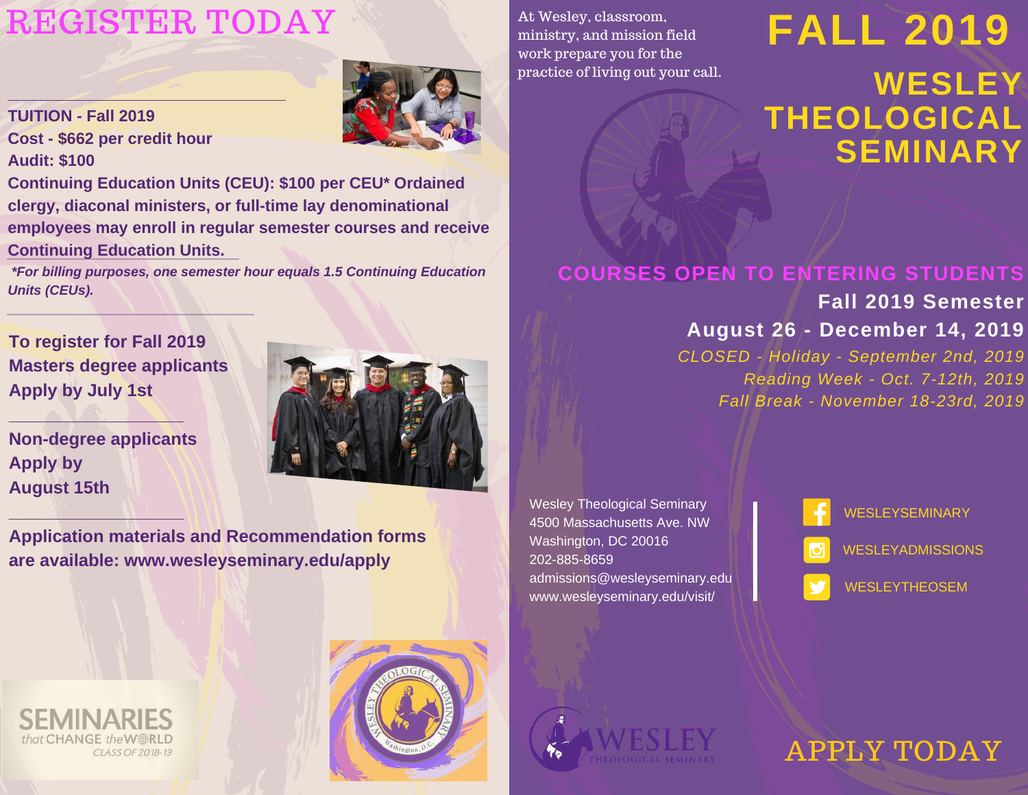# REGISTER TODAY

**TUITION - Fall 2019**
**Cost - $662 per credit hour**
**Audit: $100**
**Continuing Education Units (CEU): $100 per CEU* Ordained clergy, diaconal ministers, or full-time lay denominational employees may enroll in regular semester courses and receive Continuing Education Units.**

***For billing purposes, one semester hour equals 1.5 Continuing Education Units (CEUs).***

---

**To register for Fall 2019**
**Masters degree applicants**
**Apply by July 1st**

---

**Non-degree applicants**
**Apply by**
**August 15th**

---

**Application materials and Recommendation forms are available: www.wesleyseminary.edu/apply**

SEMINARIES *that* CHANGE *the* WORLD
*CLASS OF 2018-19*

At Wesley, classroom, ministry, and mission field work prepare you for the practice of living out your call.

# FALL 2019

## WESLEY THEOLOGICAL SEMINARY

## COURSES OPEN TO ENTERING STUDENTS

**Fall 2019 Semester**
**August 26 - December 14, 2019**

*CLOSED - Holiday - September 2nd, 2019*
*Reading Week - Oct. 7-12th, 2019*
*Fall Break - November 18-23rd, 2019*

Wesley Theological Seminary
4500 Massachusetts Ave. NW
Washington, DC 20016
202-885-8659
admissions@wesleyseminary.edu
www.wesleyseminary.edu/visit/

WESLEYSEMINARY
WESLEYADMISSIONS
WESLEYTHEOSEM

WESLEY THEOLOGICAL SEMINARY

APPLY TODAY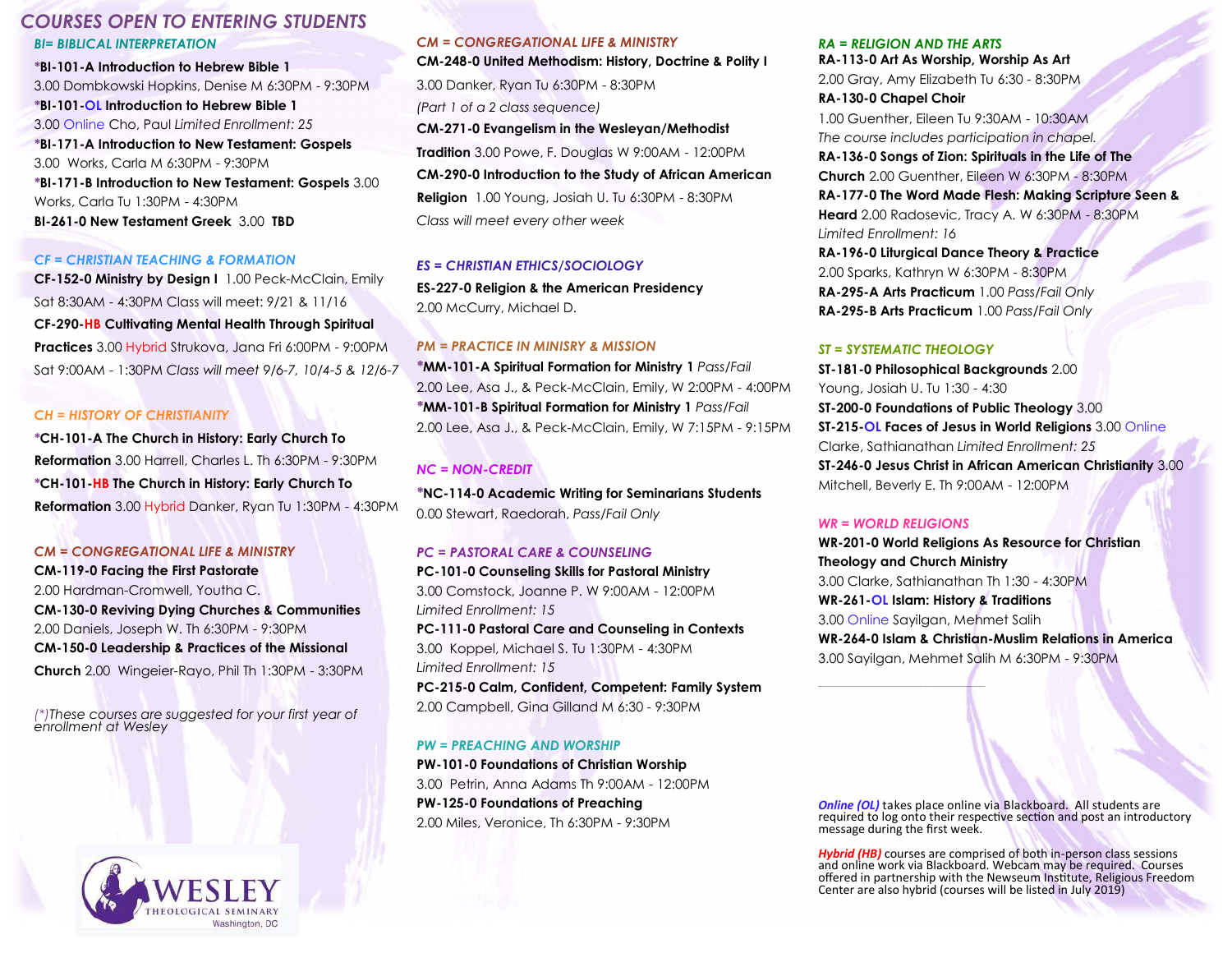# COURSES OPEN TO ENTERING STUDENTS

### BI= BIBLICAL INTERPRETATION

***BI-101-A Introduction to Hebrew Bible 1**
3.00 Dombkowski Hopkins, Denise M 6:30PM - 9:30PM

***BI-101-OL Introduction to Hebrew Bible 1**
3.00 Online Cho, Paul *Limited Enrollment: 25*

***BI-171-A Introduction to New Testament: Gospels**
3.00 Works, Carla M 6:30PM - 9:30PM

***BI-171-B Introduction to New Testament: Gospels** 3.00 Works, Carla Tu 1:30PM - 4:30PM

**BI-261-0 New Testament Greek** 3.00 **TBD**

### CF = CHRISTIAN TEACHING & FORMATION

**CF-152-0 Ministry by Design I** 1.00 Peck-McClain, Emily Sat 8:30AM - 4:30PM Class will meet: 9/21 & 11/16

**CF-290-HB Cultivating Mental Health Through Spiritual Practices** 3.00 Hybrid Strukova, Jana Fri 6:00PM - 9:00PM Sat 9:00AM - 1:30PM *Class will meet 9/6-7, 10/4-5 & 12/6-7*

### CH = HISTORY OF CHRISTIANITY

***CH-101-A The Church in History: Early Church To Reformation** 3.00 Harrell, Charles L. Th 6:30PM - 9:30PM

***CH-101-HB The Church in History: Early Church To Reformation** 3.00 Hybrid Danker, Ryan Tu 1:30PM - 4:30PM

### CM = CONGREGATIONAL LIFE & MINISTRY

**CM-119-0 Facing the First Pastorate**
2.00 Hardman-Cromwell, Youtha C.

**CM-130-0 Reviving Dying Churches & Communities**
2.00 Daniels, Joseph W. Th 6:30PM - 9:30PM

**CM-150-0 Leadership & Practices of the Missional Church** 2.00 Wingeier-Rayo, Phil Th 1:30PM - 3:30PM

*(\*)These courses are suggested for your first year of enrollment at Wesley*

### CM = CONGREGATIONAL LIFE & MINISTRY

**CM-248-0 United Methodism: History, Doctrine & Polity I**
3.00 Danker, Ryan Tu 6:30PM - 8:30PM
*(Part 1 of a 2 class sequence)*

**CM-271-0 Evangelism in the Wesleyan/Methodist Tradition** 3.00 Powe, F. Douglas W 9:00AM - 12:00PM

**CM-290-0 Introduction to the Study of African American Religion** 1.00 Young, Josiah U. Tu 6:30PM - 8:30PM
*Class will meet every other week*

### ES = CHRISTIAN ETHICS/SOCIOLOGY

**ES-227-0 Religion & the American Presidency**
2.00 McCurry, Michael D.

### PM = PRACTICE IN MINISRY & MISSION

***MM-101-A Spiritual Formation for Ministry 1** *Pass/Fail*
2.00 Lee, Asa J., & Peck-McClain, Emily, W 2:00PM - 4:00PM

***MM-101-B Spiritual Formation for Ministry 1** *Pass/Fail*
2.00 Lee, Asa J., & Peck-McClain, Emily, W 7:15PM - 9:15PM

### NC = NON-CREDIT

***NC-114-0 Academic Writing for Seminarians Students**
0.00 Stewart, Raedorah, *Pass/Fail Only*

### PC = PASTORAL CARE & COUNSELING

**PC-101-0 Counseling Skills for Pastoral Ministry**
3.00 Comstock, Joanne P. W 9:00AM - 12:00PM
*Limited Enrollment: 15*

**PC-111-0 Pastoral Care and Counseling in Contexts**
3.00 Koppel, Michael S. Tu 1:30PM - 4:30PM
*Limited Enrollment: 15*

**PC-215-0 Calm, Confident, Competent: Family System**
2.00 Campbell, Gina Gilland M 6:30 - 9:30PM

### PW = PREACHING AND WORSHIP

**PW-101-0 Foundations of Christian Worship**
3.00 Petrin, Anna Adams Th 9:00AM - 12:00PM

**PW-125-0 Foundations of Preaching**
2.00 Miles, Veronice, Th 6:30PM - 9:30PM

### RA = RELIGION AND THE ARTS

**RA-113-0 Art As Worship, Worship As Art**
2.00 Gray, Amy Elizabeth Tu 6:30 - 8:30PM

**RA-130-0 Chapel Choir**
1.00 Guenther, Eileen Tu 9:30AM - 10:30AM
*The course includes participation in chapel.*

**RA-136-0 Songs of Zion: Spirituals in the Life of The Church** 2.00 Guenther, Eileen W 6:30PM - 8:30PM

**RA-177-0 The Word Made Flesh: Making Scripture Seen & Heard** 2.00 Radosevic, Tracy A. W 6:30PM - 8:30PM
*Limited Enrollment: 16*

**RA-196-0 Liturgical Dance Theory & Practice**
2.00 Sparks, Kathryn W 6:30PM - 8:30PM

**RA-295-A Arts Practicum** 1.00 *Pass/Fail Only*

**RA-295-B Arts Practicum** 1.00 *Pass/Fail Only*

### ST = SYSTEMATIC THEOLOGY

**ST-181-0 Philosophical Backgrounds** 2.00
Young, Josiah U. Tu 1:30 - 4:30

**ST-200-0 Foundations of Public Theology** 3.00

**ST-215-OL Faces of Jesus in World Religions** 3.00 Online Clarke, Sathianathan *Limited Enrollment: 25*

**ST-246-0 Jesus Christ in African American Christianity** 3.00 Mitchell, Beverly E. Th 9:00AM - 12:00PM

### WR = WORLD RELIGIONS

**WR-201-0 World Religions As Resource for Christian Theology and Church Ministry**
3.00 Clarke, Sathianathan Th 1:30 - 4:30PM

**WR-261-OL Islam: History & Traditions**
3.00 Online Sayilgan, Mehmet Salih

**WR-264-0 Islam & Christian-Muslim Relations in America**
3.00 Sayilgan, Mehmet Salih M 6:30PM - 9:30PM

***Online (OL)*** takes place online via Blackboard. All students are required to log onto their respective section and post an introductory message during the first week.

***Hybrid (HB)*** courses are comprised of both in-person class sessions and online work via Blackboard. Webcam may be required. Courses offered in partnership with the Newseum Institute, Religious Freedom Center are also hybrid (courses will be listed in July 2019)

WESLEY THEOLOGICAL SEMINARY
Washington, DC